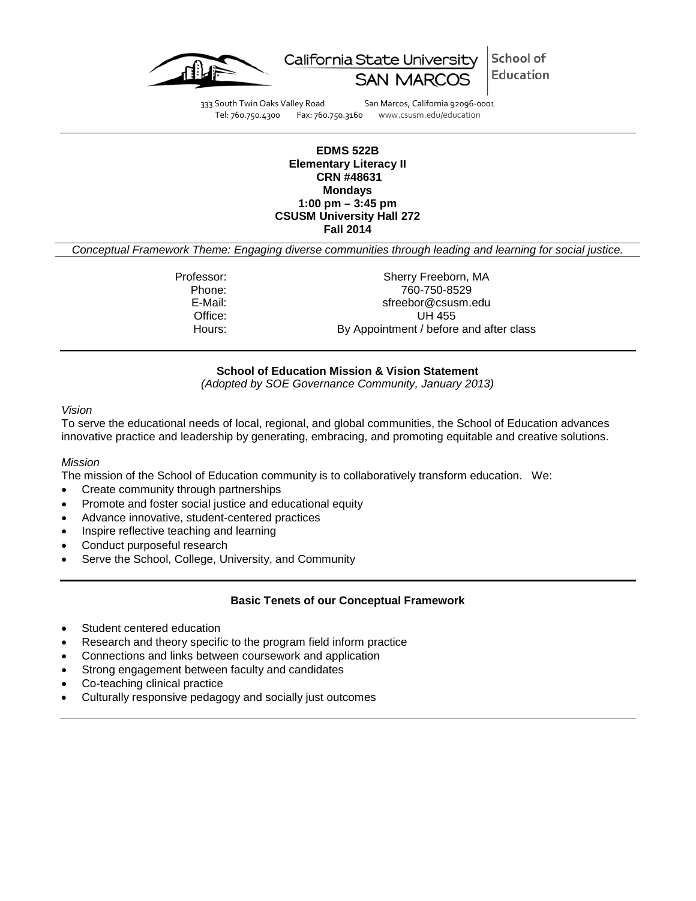California State University SAN MARCOS | School of Education

333 South Twin Oaks Valley Road San Marcos, California 92096-0001
Tel: 760.750.4300 Fax: 760.750.3160 www.csusm.edu/education

**EDMS 522B**
**Elementary Literacy II**
**CRN #48631**
**Mondays**
**1:00 pm – 3:45 pm**
**CSUSM University Hall 272**
**Fall 2014**

*Conceptual Framework Theme: Engaging diverse communities through leading and learning for social justice.*

| | |
|---|---|
| Professor: | Sherry Freeborn, MA |
| Phone: | 760-750-8529 |
| E-Mail: | sfreebor@csusm.edu |
| Office: | UH 455 |
| Hours: | By Appointment / before and after class |

## School of Education Mission & Vision Statement

*(Adopted by SOE Governance Community, January 2013)*

*Vision*

To serve the educational needs of local, regional, and global communities, the School of Education advances innovative practice and leadership by generating, embracing, and promoting equitable and creative solutions.

*Mission*

The mission of the School of Education community is to collaboratively transform education. We:

- Create community through partnerships
- Promote and foster social justice and educational equity
- Advance innovative, student-centered practices
- Inspire reflective teaching and learning
- Conduct purposeful research
- Serve the School, College, University, and Community

## Basic Tenets of our Conceptual Framework

- Student centered education
- Research and theory specific to the program field inform practice
- Connections and links between coursework and application
- Strong engagement between faculty and candidates
- Co-teaching clinical practice
- Culturally responsive pedagogy and socially just outcomes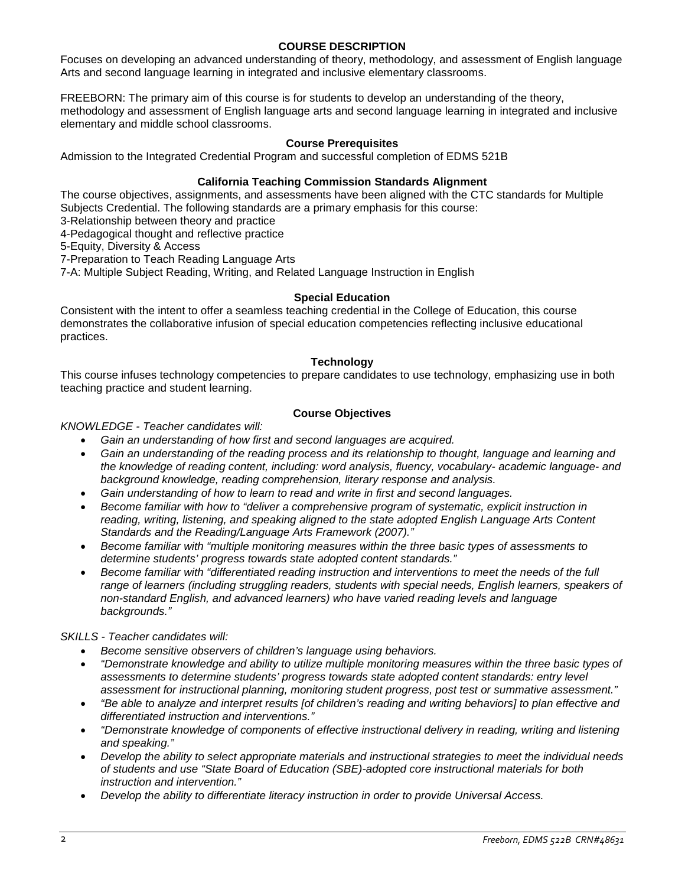## COURSE DESCRIPTION

Focuses on developing an advanced understanding of theory, methodology, and assessment of English language Arts and second language learning in integrated and inclusive elementary classrooms.

FREEBORN: The primary aim of this course is for students to develop an understanding of the theory, methodology and assessment of English language arts and second language learning in integrated and inclusive elementary and middle school classrooms.

### Course Prerequisites

Admission to the Integrated Credential Program and successful completion of EDMS 521B

### California Teaching Commission Standards Alignment

The course objectives, assignments, and assessments have been aligned with the CTC standards for Multiple Subjects Credential. The following standards are a primary emphasis for this course:

3-Relationship between theory and practice
4-Pedagogical thought and reflective practice
5-Equity, Diversity & Access
7-Preparation to Teach Reading Language Arts
7-A: Multiple Subject Reading, Writing, and Related Language Instruction in English

### Special Education

Consistent with the intent to offer a seamless teaching credential in the College of Education, this course demonstrates the collaborative infusion of special education competencies reflecting inclusive educational practices.

### Technology

This course infuses technology competencies to prepare candidates to use technology, emphasizing use in both teaching practice and student learning.

### Course Objectives

*KNOWLEDGE - Teacher candidates will:*

- *Gain an understanding of how first and second languages are acquired.*
- *Gain an understanding of the reading process and its relationship to thought, language and learning and the knowledge of reading content, including: word analysis, fluency, vocabulary- academic language- and background knowledge, reading comprehension, literary response and analysis.*
- *Gain understanding of how to learn to read and write in first and second languages.*
- *Become familiar with how to "deliver a comprehensive program of systematic, explicit instruction in reading, writing, listening, and speaking aligned to the state adopted English Language Arts Content Standards and the Reading/Language Arts Framework (2007)."*
- *Become familiar with "multiple monitoring measures within the three basic types of assessments to determine students' progress towards state adopted content standards."*
- *Become familiar with "differentiated reading instruction and interventions to meet the needs of the full range of learners (including struggling readers, students with special needs, English learners, speakers of non-standard English, and advanced learners) who have varied reading levels and language backgrounds."*

*SKILLS - Teacher candidates will:*

- *Become sensitive observers of children's language using behaviors.*
- *"Demonstrate knowledge and ability to utilize multiple monitoring measures within the three basic types of assessments to determine students' progress towards state adopted content standards: entry level assessment for instructional planning, monitoring student progress, post test or summative assessment."*
- *"Be able to analyze and interpret results [of children's reading and writing behaviors] to plan effective and differentiated instruction and interventions."*
- *"Demonstrate knowledge of components of effective instructional delivery in reading, writing and listening and speaking."*
- *Develop the ability to select appropriate materials and instructional strategies to meet the individual needs of students and use "State Board of Education (SBE)-adopted core instructional materials for both instruction and intervention."*
- *Develop the ability to differentiate literacy instruction in order to provide Universal Access.*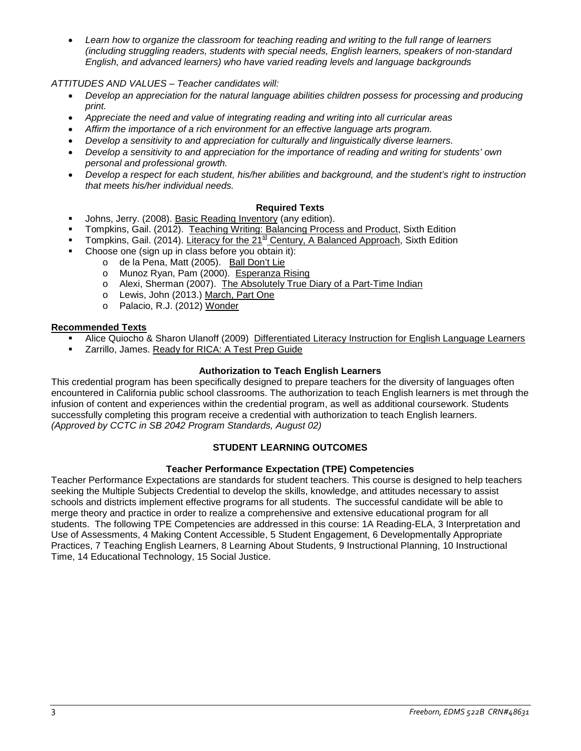- *Learn how to organize the classroom for teaching reading and writing to the full range of learners (including struggling readers, students with special needs, English learners, speakers of non-standard English, and advanced learners) who have varied reading levels and language backgrounds*

*ATTITUDES AND VALUES – Teacher candidates will:*

- *Develop an appreciation for the natural language abilities children possess for processing and producing print.*
- *Appreciate the need and value of integrating reading and writing into all curricular areas*
- *Affirm the importance of a rich environment for an effective language arts program.*
- *Develop a sensitivity to and appreciation for culturally and linguistically diverse learners.*
- *Develop a sensitivity to and appreciation for the importance of reading and writing for students' own personal and professional growth.*
- *Develop a respect for each student, his/her abilities and background, and the student's right to instruction that meets his/her individual needs.*

### Required Texts

- Johns, Jerry. (2008). Basic Reading Inventory (any edition).
- Tompkins, Gail. (2012). Teaching Writing: Balancing Process and Product, Sixth Edition
- Tompkins, Gail. (2014). Literacy for the 21st Century, A Balanced Approach, Sixth Edition
- Choose one (sign up in class before you obtain it):
  - de la Pena, Matt (2005). Ball Don't Lie
  - Munoz Ryan, Pam (2000). Esperanza Rising
  - Alexi, Sherman (2007). The Absolutely True Diary of a Part-Time Indian
  - Lewis, John (2013.) March, Part One
  - Palacio, R.J. (2012) Wonder

### Recommended Texts

- Alice Quiocho & Sharon Ulanoff (2009) Differentiated Literacy Instruction for English Language Learners
- Zarrillo, James. Ready for RICA: A Test Prep Guide

### Authorization to Teach English Learners

This credential program has been specifically designed to prepare teachers for the diversity of languages often encountered in California public school classrooms. The authorization to teach English learners is met through the infusion of content and experiences within the credential program, as well as additional coursework. Students successfully completing this program receive a credential with authorization to teach English learners. *(Approved by CCTC in SB 2042 Program Standards, August 02)*

## STUDENT LEARNING OUTCOMES

### Teacher Performance Expectation (TPE) Competencies

Teacher Performance Expectations are standards for student teachers. This course is designed to help teachers seeking the Multiple Subjects Credential to develop the skills, knowledge, and attitudes necessary to assist schools and districts implement effective programs for all students. The successful candidate will be able to merge theory and practice in order to realize a comprehensive and extensive educational program for all students. The following TPE Competencies are addressed in this course: 1A Reading-ELA, 3 Interpretation and Use of Assessments, 4 Making Content Accessible, 5 Student Engagement, 6 Developmentally Appropriate Practices, 7 Teaching English Learners, 8 Learning About Students, 9 Instructional Planning, 10 Instructional Time, 14 Educational Technology, 15 Social Justice.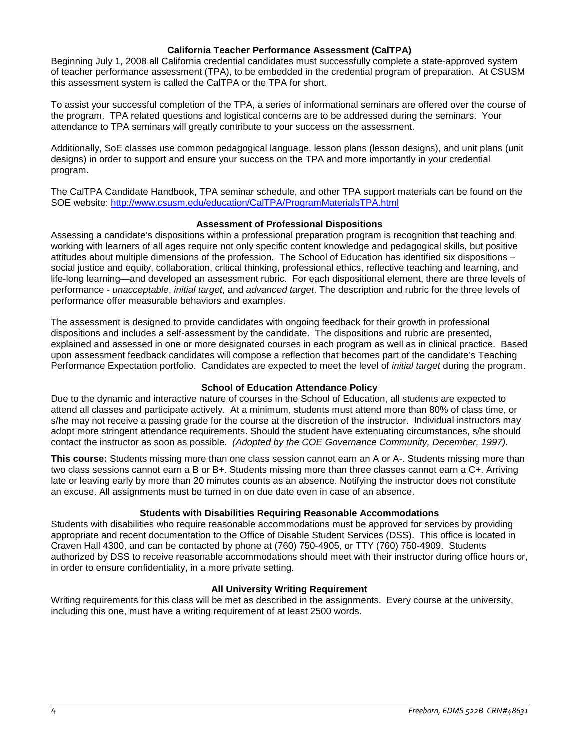### California Teacher Performance Assessment (CalTPA)

Beginning July 1, 2008 all California credential candidates must successfully complete a state-approved system of teacher performance assessment (TPA), to be embedded in the credential program of preparation. At CSUSM this assessment system is called the CalTPA or the TPA for short.

To assist your successful completion of the TPA, a series of informational seminars are offered over the course of the program. TPA related questions and logistical concerns are to be addressed during the seminars. Your attendance to TPA seminars will greatly contribute to your success on the assessment.

Additionally, SoE classes use common pedagogical language, lesson plans (lesson designs), and unit plans (unit designs) in order to support and ensure your success on the TPA and more importantly in your credential program.

The CalTPA Candidate Handbook, TPA seminar schedule, and other TPA support materials can be found on the SOE website: [http://www.csusm.edu/education/CalTPA/ProgramMaterialsTPA.html](http://www.csusm.edu/education/CalTPA/ProgramMaterialsTPA.html)

### Assessment of Professional Dispositions

Assessing a candidate's dispositions within a professional preparation program is recognition that teaching and working with learners of all ages require not only specific content knowledge and pedagogical skills, but positive attitudes about multiple dimensions of the profession. The School of Education has identified six dispositions – social justice and equity, collaboration, critical thinking, professional ethics, reflective teaching and learning, and life-long learning—and developed an assessment rubric. For each dispositional element, there are three levels of performance - *unacceptable*, *initial target*, and *advanced target*. The description and rubric for the three levels of performance offer measurable behaviors and examples.

The assessment is designed to provide candidates with ongoing feedback for their growth in professional dispositions and includes a self-assessment by the candidate. The dispositions and rubric are presented, explained and assessed in one or more designated courses in each program as well as in clinical practice. Based upon assessment feedback candidates will compose a reflection that becomes part of the candidate's Teaching Performance Expectation portfolio. Candidates are expected to meet the level of *initial target* during the program.

### School of Education Attendance Policy

Due to the dynamic and interactive nature of courses in the School of Education, all students are expected to attend all classes and participate actively. At a minimum, students must attend more than 80% of class time, or s/he may not receive a passing grade for the course at the discretion of the instructor. Individual instructors may adopt more stringent attendance requirements. Should the student have extenuating circumstances, s/he should contact the instructor as soon as possible. *(Adopted by the COE Governance Community, December, 1997).*

**This course:** Students missing more than one class session cannot earn an A or A-. Students missing more than two class sessions cannot earn a B or B+. Students missing more than three classes cannot earn a C+. Arriving late or leaving early by more than 20 minutes counts as an absence. Notifying the instructor does not constitute an excuse. All assignments must be turned in on due date even in case of an absence.

### Students with Disabilities Requiring Reasonable Accommodations

Students with disabilities who require reasonable accommodations must be approved for services by providing appropriate and recent documentation to the Office of Disable Student Services (DSS). This office is located in Craven Hall 4300, and can be contacted by phone at (760) 750-4905, or TTY (760) 750-4909. Students authorized by DSS to receive reasonable accommodations should meet with their instructor during office hours or, in order to ensure confidentiality, in a more private setting.

### All University Writing Requirement

Writing requirements for this class will be met as described in the assignments. Every course at the university, including this one, must have a writing requirement of at least 2500 words.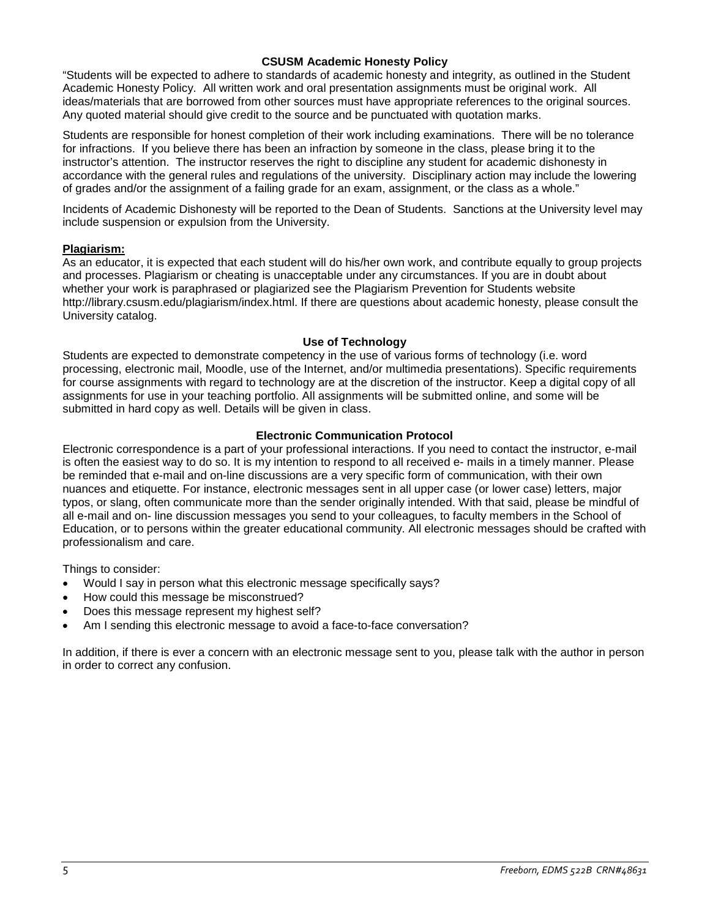## CSUSM Academic Honesty Policy

"Students will be expected to adhere to standards of academic honesty and integrity, as outlined in the Student Academic Honesty Policy. All written work and oral presentation assignments must be original work. All ideas/materials that are borrowed from other sources must have appropriate references to the original sources. Any quoted material should give credit to the source and be punctuated with quotation marks.

Students are responsible for honest completion of their work including examinations. There will be no tolerance for infractions. If you believe there has been an infraction by someone in the class, please bring it to the instructor's attention. The instructor reserves the right to discipline any student for academic dishonesty in accordance with the general rules and regulations of the university. Disciplinary action may include the lowering of grades and/or the assignment of a failing grade for an exam, assignment, or the class as a whole."

Incidents of Academic Dishonesty will be reported to the Dean of Students. Sanctions at the University level may include suspension or expulsion from the University.

**Plagiarism:**

As an educator, it is expected that each student will do his/her own work, and contribute equally to group projects and processes. Plagiarism or cheating is unacceptable under any circumstances. If you are in doubt about whether your work is paraphrased or plagiarized see the Plagiarism Prevention for Students website http://library.csusm.edu/plagiarism/index.html. If there are questions about academic honesty, please consult the University catalog.

## Use of Technology

Students are expected to demonstrate competency in the use of various forms of technology (i.e. word processing, electronic mail, Moodle, use of the Internet, and/or multimedia presentations). Specific requirements for course assignments with regard to technology are at the discretion of the instructor. Keep a digital copy of all assignments for use in your teaching portfolio. All assignments will be submitted online, and some will be submitted in hard copy as well. Details will be given in class.

## Electronic Communication Protocol

Electronic correspondence is a part of your professional interactions. If you need to contact the instructor, e-mail is often the easiest way to do so. It is my intention to respond to all received e- mails in a timely manner. Please be reminded that e-mail and on-line discussions are a very specific form of communication, with their own nuances and etiquette. For instance, electronic messages sent in all upper case (or lower case) letters, major typos, or slang, often communicate more than the sender originally intended. With that said, please be mindful of all e-mail and on- line discussion messages you send to your colleagues, to faculty members in the School of Education, or to persons within the greater educational community. All electronic messages should be crafted with professionalism and care.

Things to consider:

- Would I say in person what this electronic message specifically says?
- How could this message be misconstrued?
- Does this message represent my highest self?
- Am I sending this electronic message to avoid a face-to-face conversation?

In addition, if there is ever a concern with an electronic message sent to you, please talk with the author in person in order to correct any confusion.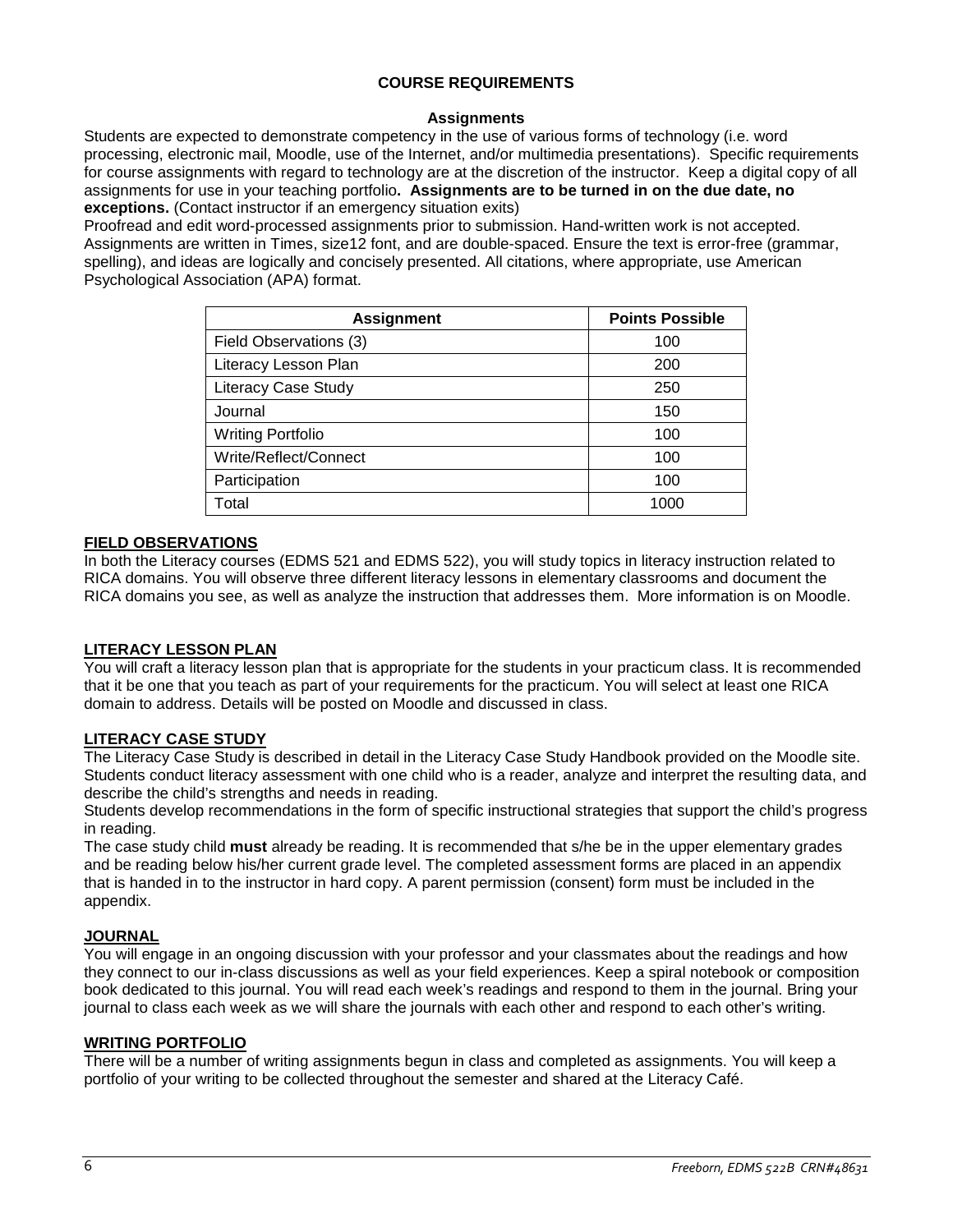## COURSE REQUIREMENTS

### Assignments

Students are expected to demonstrate competency in the use of various forms of technology (i.e. word processing, electronic mail, Moodle, use of the Internet, and/or multimedia presentations). Specific requirements for course assignments with regard to technology are at the discretion of the instructor. Keep a digital copy of all assignments for use in your teaching portfolio**. Assignments are to be turned in on the due date, no exceptions.** (Contact instructor if an emergency situation exits)

Proofread and edit word-processed assignments prior to submission. Hand-written work is not accepted. Assignments are written in Times, size12 font, and are double-spaced. Ensure the text is error-free (grammar, spelling), and ideas are logically and concisely presented. All citations, where appropriate, use American Psychological Association (APA) format.

| Assignment | Points Possible |
|---|---|
| Field Observations (3) | 100 |
| Literacy Lesson Plan | 200 |
| Literacy Case Study | 250 |
| Journal | 150 |
| Writing Portfolio | 100 |
| Write/Reflect/Connect | 100 |
| Participation | 100 |
| Total | 1000 |

**FIELD OBSERVATIONS**

In both the Literacy courses (EDMS 521 and EDMS 522), you will study topics in literacy instruction related to RICA domains. You will observe three different literacy lessons in elementary classrooms and document the RICA domains you see, as well as analyze the instruction that addresses them. More information is on Moodle.

**LITERACY LESSON PLAN**

You will craft a literacy lesson plan that is appropriate for the students in your practicum class. It is recommended that it be one that you teach as part of your requirements for the practicum. You will select at least one RICA domain to address. Details will be posted on Moodle and discussed in class.

**LITERACY CASE STUDY**

The Literacy Case Study is described in detail in the Literacy Case Study Handbook provided on the Moodle site. Students conduct literacy assessment with one child who is a reader, analyze and interpret the resulting data, and describe the child's strengths and needs in reading.

Students develop recommendations in the form of specific instructional strategies that support the child's progress in reading.

The case study child **must** already be reading. It is recommended that s/he be in the upper elementary grades and be reading below his/her current grade level. The completed assessment forms are placed in an appendix that is handed in to the instructor in hard copy. A parent permission (consent) form must be included in the appendix.

**JOURNAL**

You will engage in an ongoing discussion with your professor and your classmates about the readings and how they connect to our in-class discussions as well as your field experiences. Keep a spiral notebook or composition book dedicated to this journal. You will read each week's readings and respond to them in the journal. Bring your journal to class each week as we will share the journals with each other and respond to each other's writing.

**WRITING PORTFOLIO**

There will be a number of writing assignments begun in class and completed as assignments. You will keep a portfolio of your writing to be collected throughout the semester and shared at the Literacy Café.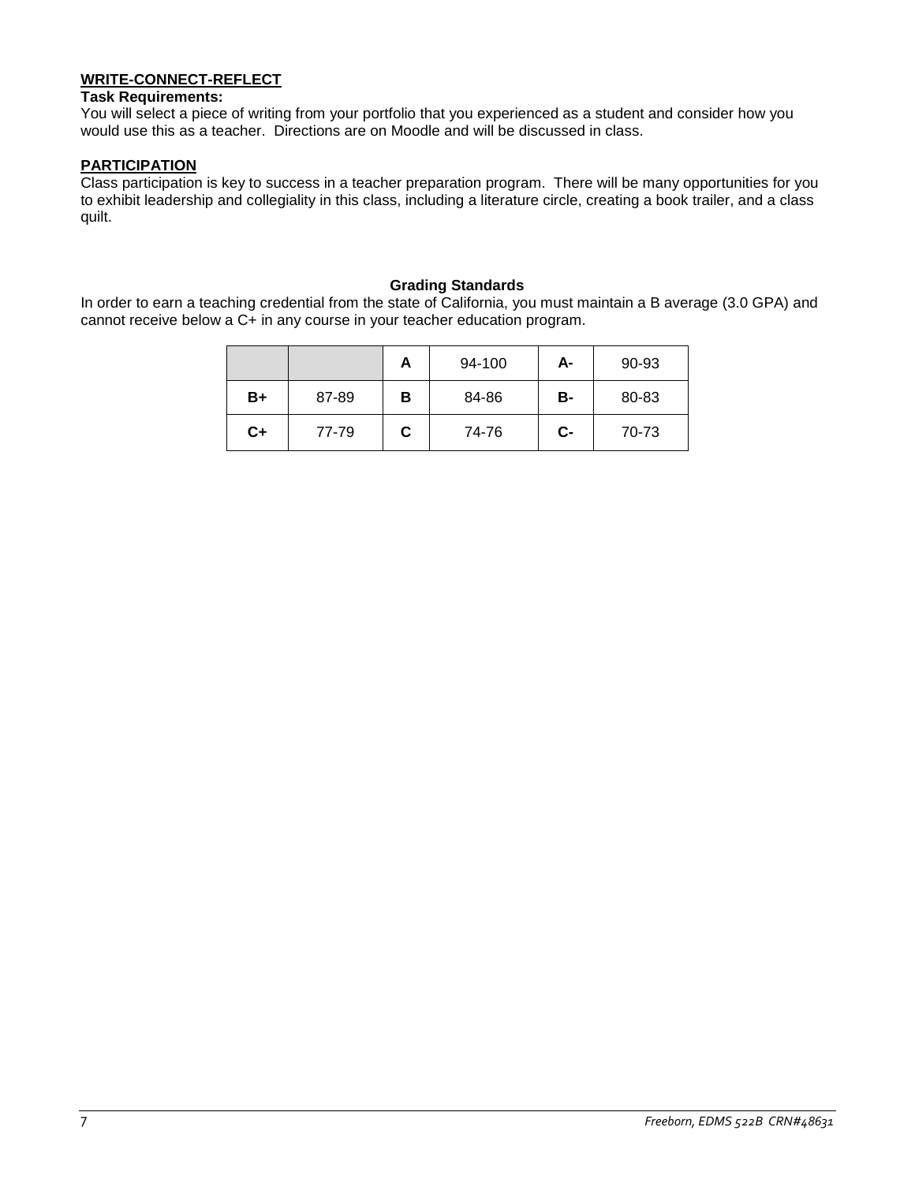**WRITE-CONNECT-REFLECT**

**Task Requirements:**

You will select a piece of writing from your portfolio that you experienced as a student and consider how you would use this as a teacher. Directions are on Moodle and will be discussed in class.

**PARTICIPATION**

Class participation is key to success in a teacher preparation program. There will be many opportunities for you to exhibit leadership and collegiality in this class, including a literature circle, creating a book trailer, and a class quilt.

**Grading Standards**

In order to earn a teaching credential from the state of California, you must maintain a B average (3.0 GPA) and cannot receive below a C+ in any course in your teacher education program.

| | | **A** | 94-100 | **A-** | 90-93 |
|---|---|---|---|---|---|
| **B+** | 87-89 | **B** | 84-86 | **B-** | 80-83 |
| **C+** | 77-79 | **C** | 74-76 | **C-** | 70-73 |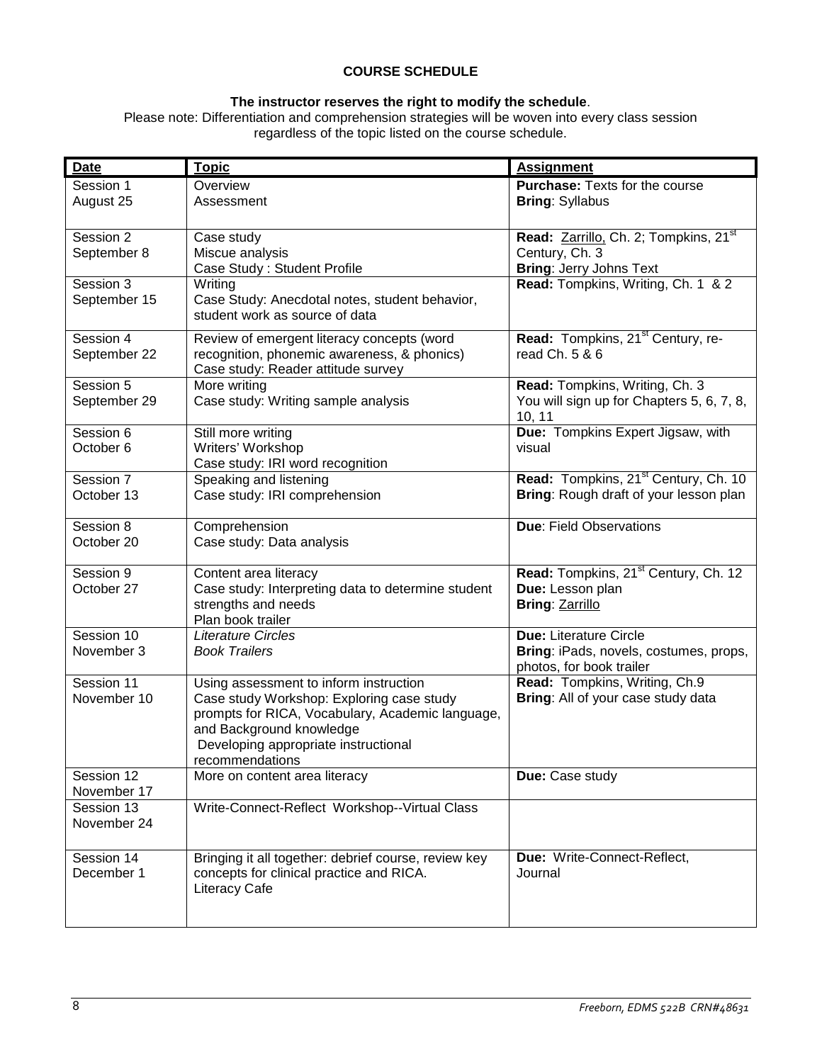## COURSE SCHEDULE

**The instructor reserves the right to modify the schedule**.
Please note: Differentiation and comprehension strategies will be woven into every class session regardless of the topic listed on the course schedule.

| Date | Topic | Assignment |
|---|---|---|
| Session 1<br>August 25 | Overview<br>Assessment | **Purchase:** Texts for the course<br>**Bring**: Syllabus |
| Session 2<br>September 8 | Case study<br>Miscue analysis<br>Case Study : Student Profile | **Read:** Zarrillo, Ch. 2; Tompkins, 21st Century, Ch. 3<br>**Bring**: Jerry Johns Text |
| Session 3<br>September 15 | Writing<br>Case Study: Anecdotal notes, student behavior, student work as source of data | **Read:** Tompkins, Writing, Ch. 1 & 2 |
| Session 4<br>September 22 | Review of emergent literacy concepts (word recognition, phonemic awareness, & phonics)<br>Case study: Reader attitude survey | **Read:** Tompkins, 21st Century, re-read Ch. 5 & 6 |
| Session 5<br>September 29 | More writing<br>Case study: Writing sample analysis | **Read:** Tompkins, Writing, Ch. 3<br>You will sign up for Chapters 5, 6, 7, 8, 10, 11 |
| Session 6<br>October 6 | Still more writing<br>Writers' Workshop<br>Case study: IRI word recognition | **Due:** Tompkins Expert Jigsaw, with visual |
| Session 7<br>October 13 | Speaking and listening<br>Case study: IRI comprehension | **Read:** Tompkins, 21st Century, Ch. 10<br>**Bring**: Rough draft of your lesson plan |
| Session 8<br>October 20 | Comprehension<br>Case study: Data analysis | **Due**: Field Observations |
| Session 9<br>October 27 | Content area literacy<br>Case study: Interpreting data to determine student strengths and needs<br>Plan book trailer | **Read:** Tompkins, 21st Century, Ch. 12<br>**Due:** Lesson plan<br>**Bring**: Zarrillo |
| Session 10<br>November 3 | *Literature Circles*<br>*Book Trailers* | **Due:** Literature Circle<br>**Bring**: iPads, novels, costumes, props, photos, for book trailer |
| Session 11<br>November 10 | Using assessment to inform instruction<br>Case study Workshop: Exploring case study prompts for RICA, Vocabulary, Academic language, and Background knowledge<br>Developing appropriate instructional recommendations | **Read:** Tompkins, Writing, Ch.9<br>**Bring**: All of your case study data |
| Session 12<br>November 17 | More on content area literacy | **Due:** Case study |
| Session 13<br>November 24 | Write-Connect-Reflect Workshop--Virtual Class | |
| Session 14<br>December 1 | Bringing it all together: debrief course, review key concepts for clinical practice and RICA.<br>Literacy Cafe | **Due:** Write-Connect-Reflect, Journal |